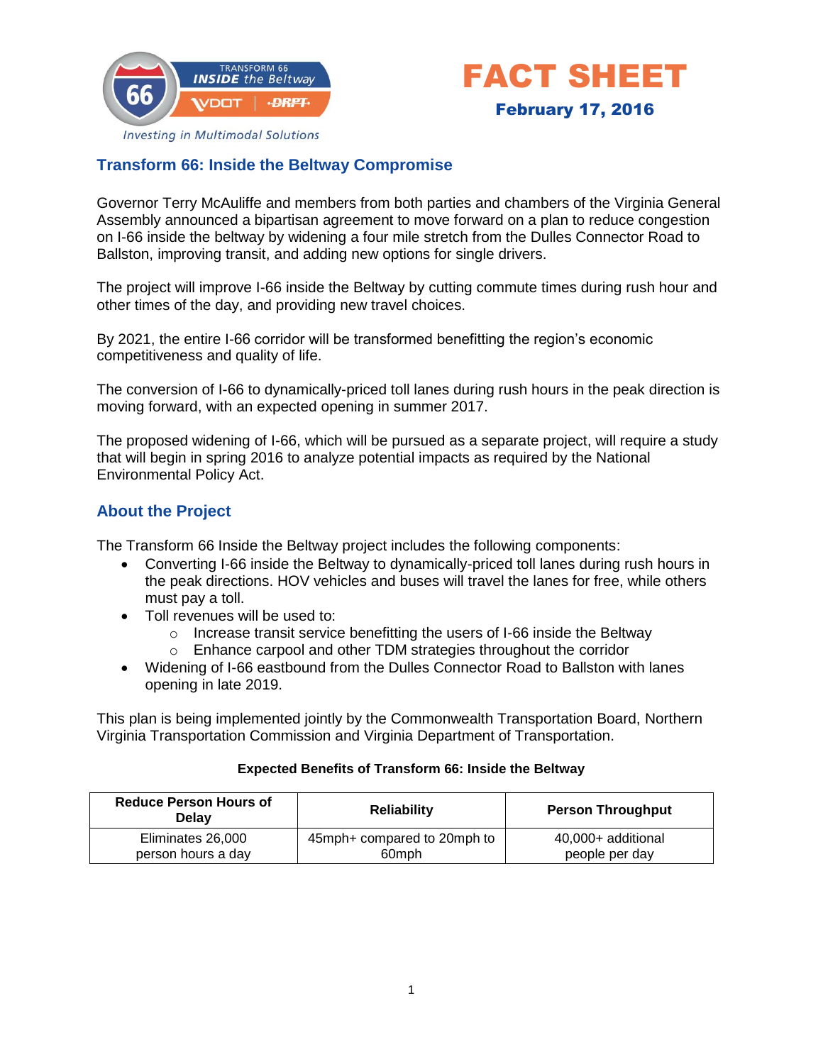# FACT SHEET

**February 17, 2016**

## Transform 66: Inside the Beltway Compromise

Governor Terry McAuliffe and members from both parties and chambers of the Virginia General Assembly announced a bipartisan agreement to move forward on a plan to reduce congestion on I-66 inside the beltway by widening a four mile stretch from the Dulles Connector Road to Ballston, improving transit, and adding new options for single drivers.

The project will improve I-66 inside the Beltway by cutting commute times during rush hour and other times of the day, and providing new travel choices.

By 2021, the entire I-66 corridor will be transformed benefitting the region's economic competitiveness and quality of life.

The conversion of I-66 to dynamically-priced toll lanes during rush hours in the peak direction is moving forward, with an expected opening in summer 2017.

The proposed widening of I-66, which will be pursued as a separate project, will require a study that will begin in spring 2016 to analyze potential impacts as required by the National Environmental Policy Act.

## About the Project

The Transform 66 Inside the Beltway project includes the following components:

- Converting I-66 inside the Beltway to dynamically-priced toll lanes during rush hours in the peak directions. HOV vehicles and buses will travel the lanes for free, while others must pay a toll.
- Toll revenues will be used to:
  - Increase transit service benefitting the users of I-66 inside the Beltway
  - Enhance carpool and other TDM strategies throughout the corridor
- Widening of I-66 eastbound from the Dulles Connector Road to Ballston with lanes opening in late 2019.

This plan is being implemented jointly by the Commonwealth Transportation Board, Northern Virginia Transportation Commission and Virginia Department of Transportation.

**Expected Benefits of Transform 66: Inside the Beltway**

| Reduce Person Hours of Delay | Reliability | Person Throughput |
|---|---|---|
| Eliminates 26,000 person hours a day | 45mph+ compared to 20mph to 60mph | 40,000+ additional people per day |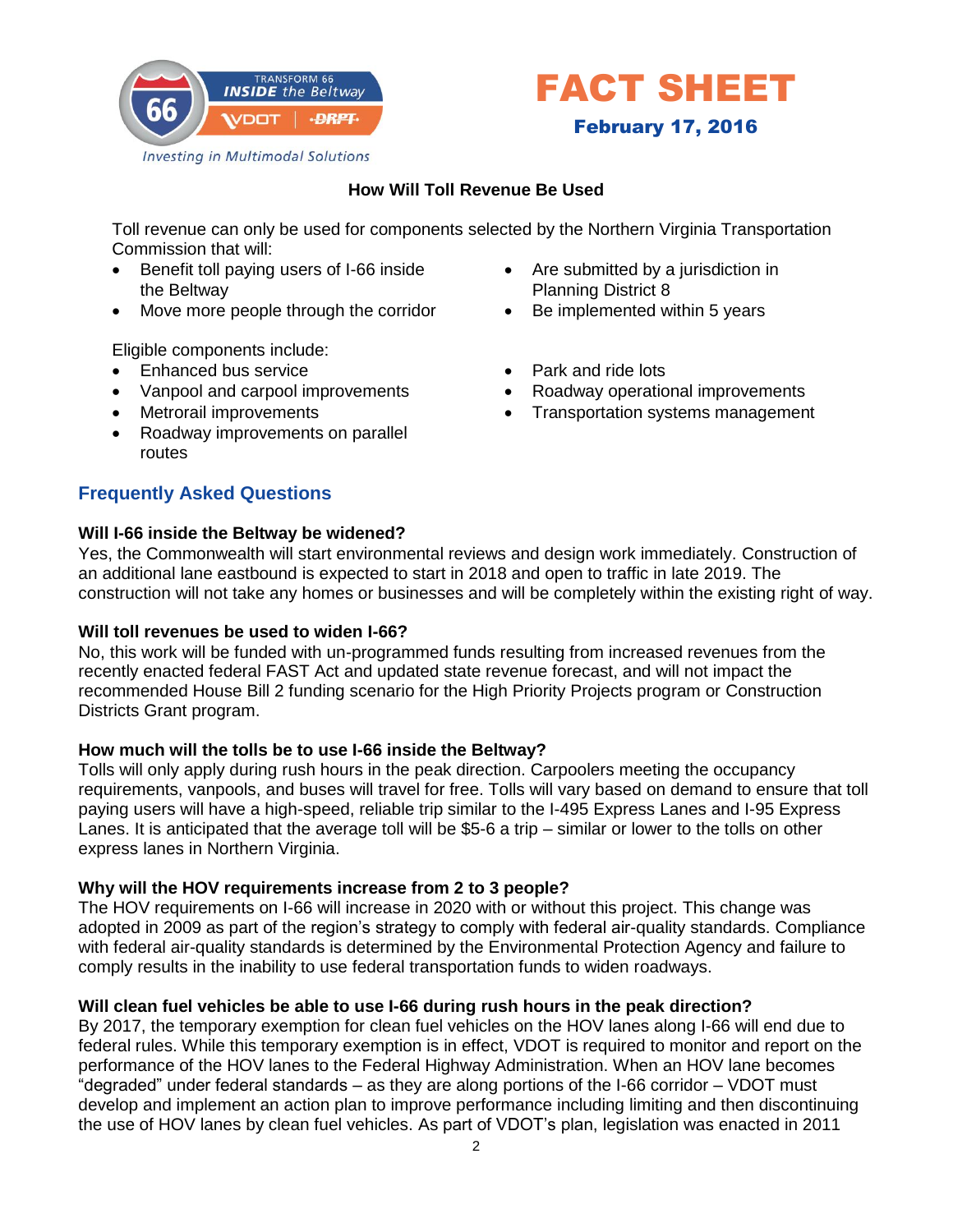# FACT SHEET

**February 17, 2016**

### How Will Toll Revenue Be Used

Toll revenue can only be used for components selected by the Northern Virginia Transportation Commission that will:

- Benefit toll paying users of I-66 inside the Beltway
- Move more people through the corridor
- Are submitted by a jurisdiction in Planning District 8
- Be implemented within 5 years

Eligible components include:

- Enhanced bus service
- Vanpool and carpool improvements
- Metrorail improvements
- Roadway improvements on parallel routes
- Park and ride lots
- Roadway operational improvements
- Transportation systems management

## Frequently Asked Questions

**Will I-66 inside the Beltway be widened?**
Yes, the Commonwealth will start environmental reviews and design work immediately. Construction of an additional lane eastbound is expected to start in 2018 and open to traffic in late 2019. The construction will not take any homes or businesses and will be completely within the existing right of way.

**Will toll revenues be used to widen I-66?**
No, this work will be funded with un-programmed funds resulting from increased revenues from the recently enacted federal FAST Act and updated state revenue forecast, and will not impact the recommended House Bill 2 funding scenario for the High Priority Projects program or Construction Districts Grant program.

**How much will the tolls be to use I-66 inside the Beltway?**
Tolls will only apply during rush hours in the peak direction. Carpoolers meeting the occupancy requirements, vanpools, and buses will travel for free. Tolls will vary based on demand to ensure that toll paying users will have a high-speed, reliable trip similar to the I-495 Express Lanes and I-95 Express Lanes. It is anticipated that the average toll will be $5-6 a trip – similar or lower to the tolls on other express lanes in Northern Virginia.

**Why will the HOV requirements increase from 2 to 3 people?**
The HOV requirements on I-66 will increase in 2020 with or without this project. This change was adopted in 2009 as part of the region's strategy to comply with federal air-quality standards. Compliance with federal air-quality standards is determined by the Environmental Protection Agency and failure to comply results in the inability to use federal transportation funds to widen roadways.

**Will clean fuel vehicles be able to use I-66 during rush hours in the peak direction?**
By 2017, the temporary exemption for clean fuel vehicles on the HOV lanes along I-66 will end due to federal rules. While this temporary exemption is in effect, VDOT is required to monitor and report on the performance of the HOV lanes to the Federal Highway Administration. When an HOV lane becomes "degraded" under federal standards – as they are along portions of the I-66 corridor – VDOT must develop and implement an action plan to improve performance including limiting and then discontinuing the use of HOV lanes by clean fuel vehicles. As part of VDOT's plan, legislation was enacted in 2011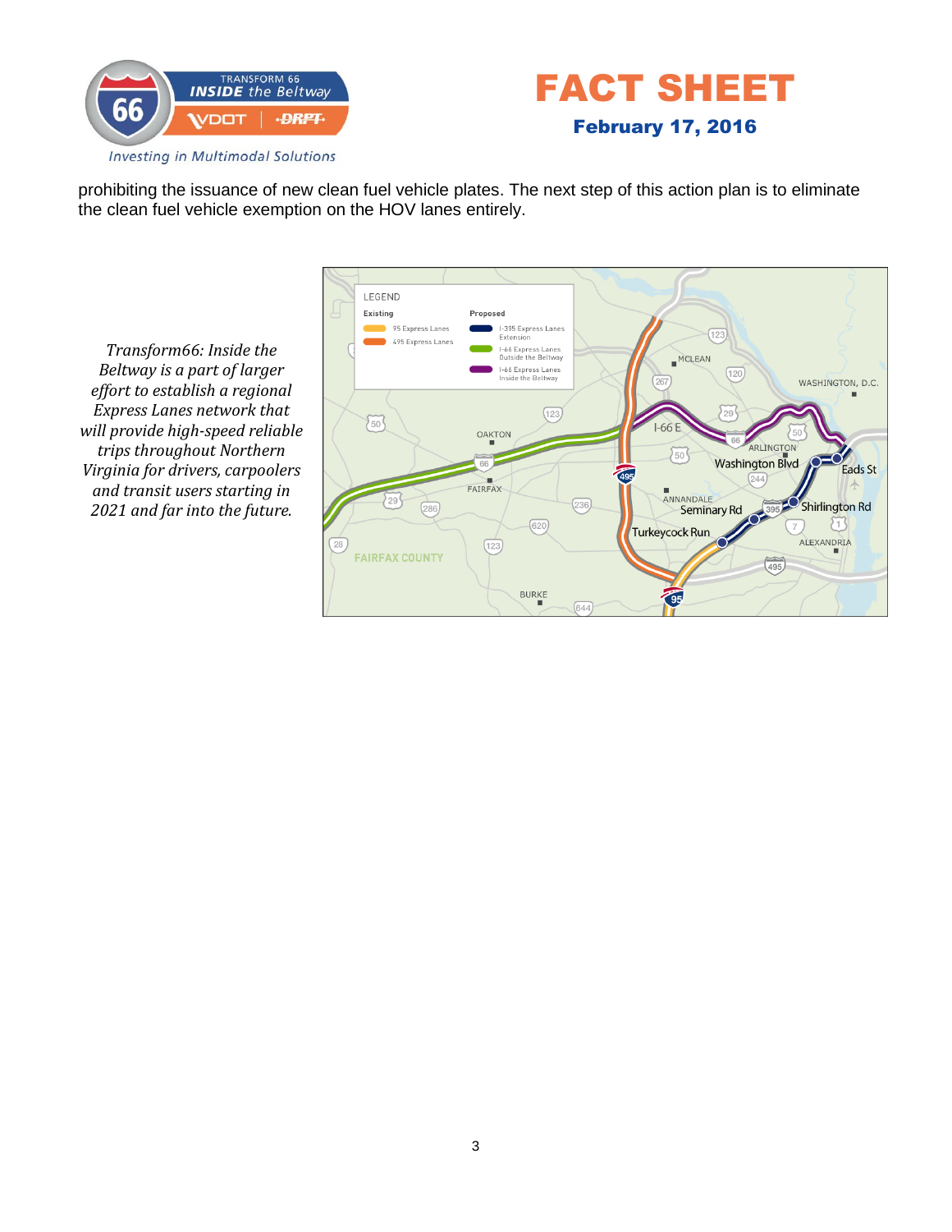prohibiting the issuance of new clean fuel vehicle plates. The next step of this action plan is to eliminate the clean fuel vehicle exemption on the HOV lanes entirely.

*Transform66: Inside the Beltway is a part of larger effort to establish a regional Express Lanes network that will provide high-speed reliable trips throughout Northern Virginia for drivers, carpoolers and transit users starting in 2021 and far into the future.*

LEGEND

Existing
95 Express Lanes
495 Express Lanes

Proposed
I-395 Express Lanes Extension
I-66 Express Lanes Outside the Beltway
I-66 Express Lanes Inside the Beltway

MCLEAN
WASHINGTON, D.C.
OAKTON
I-66 E
ARLINGTON
Washington Blvd
Eads St
FAIRFAX
ANNANDALE
Seminary Rd
Shirlington Rd
Turkeycock Run
ALEXANDRIA
FAIRFAX COUNTY
BURKE